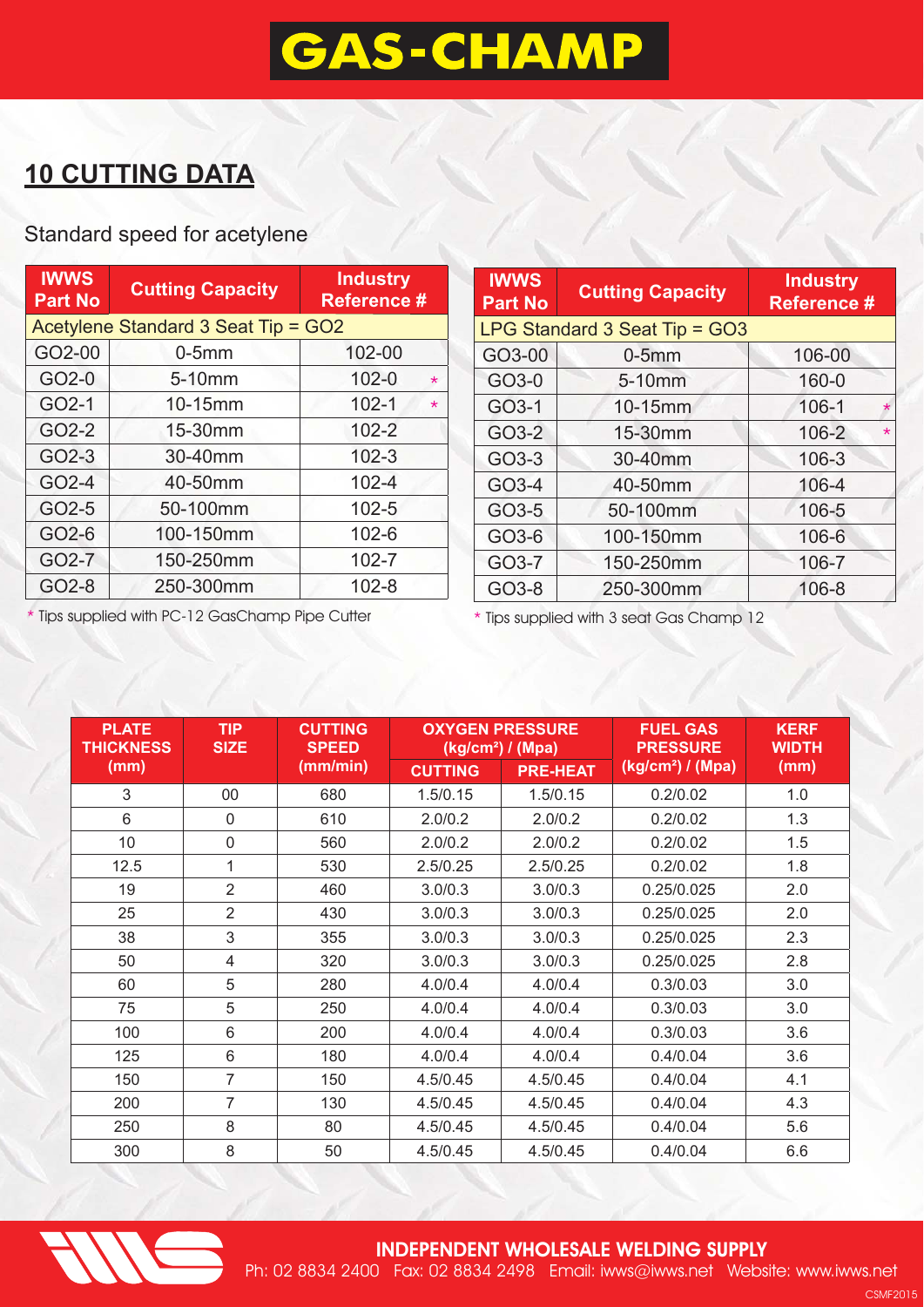# GAS-CHAMP

## 10 CUTTING DATA

Standard speed for acetylene

| IWWS Part No | Cutting Capacity | Industry Reference # |
|---|---|---|
| Acetylene Standard 3 Seat Tip = GO2 | | |
| GO2-00 | 0-5mm | 102-00 |
| GO2-0 | 5-10mm | 102-0 * |
| GO2-1 | 10-15mm | 102-1 * |
| GO2-2 | 15-30mm | 102-2 |
| GO2-3 | 30-40mm | 102-3 |
| GO2-4 | 40-50mm | 102-4 |
| GO2-5 | 50-100mm | 102-5 |
| GO2-6 | 100-150mm | 102-6 |
| GO2-7 | 150-250mm | 102-7 |
| GO2-8 | 250-300mm | 102-8 |

* Tips supplied with PC-12 GasChamp Pipe Cutter

| IWWS Part No | Cutting Capacity | Industry Reference # |
|---|---|---|
| LPG Standard 3 Seat Tip = GO3 | | |
| GO3-00 | 0-5mm | 106-00 |
| GO3-0 | 5-10mm | 160-0 |
| GO3-1 | 10-15mm | 106-1 * |
| GO3-2 | 15-30mm | 106-2 * |
| GO3-3 | 30-40mm | 106-3 |
| GO3-4 | 40-50mm | 106-4 |
| GO3-5 | 50-100mm | 106-5 |
| GO3-6 | 100-150mm | 106-6 |
| GO3-7 | 150-250mm | 106-7 |
| GO3-8 | 250-300mm | 106-8 |

* Tips supplied with 3 seat Gas Champ 12

| PLATE THICKNESS (mm) | TIP SIZE | CUTTING SPEED (mm/min) | OXYGEN PRESSURE (kg/cm²) / (Mpa) | | FUEL GAS PRESSURE (kg/cm²) / (Mpa) | KERF WIDTH (mm) |
|---|---|---|---|---|---|---|
| | | | CUTTING | PRE-HEAT | | |
| 3 | 00 | 680 | 1.5/0.15 | 1.5/0.15 | 0.2/0.02 | 1.0 |
| 6 | 0 | 610 | 2.0/0.2 | 2.0/0.2 | 0.2/0.02 | 1.3 |
| 10 | 0 | 560 | 2.0/0.2 | 2.0/0.2 | 0.2/0.02 | 1.5 |
| 12.5 | 1 | 530 | 2.5/0.25 | 2.5/0.25 | 0.2/0.02 | 1.8 |
| 19 | 2 | 460 | 3.0/0.3 | 3.0/0.3 | 0.25/0.025 | 2.0 |
| 25 | 2 | 430 | 3.0/0.3 | 3.0/0.3 | 0.25/0.025 | 2.0 |
| 38 | 3 | 355 | 3.0/0.3 | 3.0/0.3 | 0.25/0.025 | 2.3 |
| 50 | 4 | 320 | 3.0/0.3 | 3.0/0.3 | 0.25/0.025 | 2.8 |
| 60 | 5 | 280 | 4.0/0.4 | 4.0/0.4 | 0.3/0.03 | 3.0 |
| 75 | 5 | 250 | 4.0/0.4 | 4.0/0.4 | 0.3/0.03 | 3.0 |
| 100 | 6 | 200 | 4.0/0.4 | 4.0/0.4 | 0.3/0.03 | 3.6 |
| 125 | 6 | 180 | 4.0/0.4 | 4.0/0.4 | 0.4/0.04 | 3.6 |
| 150 | 7 | 150 | 4.5/0.45 | 4.5/0.45 | 0.4/0.04 | 4.1 |
| 200 | 7 | 130 | 4.5/0.45 | 4.5/0.45 | 0.4/0.04 | 4.3 |
| 250 | 8 | 80 | 4.5/0.45 | 4.5/0.45 | 0.4/0.04 | 5.6 |
| 300 | 8 | 50 | 4.5/0.45 | 4.5/0.45 | 0.4/0.04 | 6.6 |

**INDEPENDENT WHOLESALE WELDING SUPPLY**

Ph: 02 8834 2400 Fax: 02 8834 2498 Email: iwws@iwws.net Website: www.iwws.net

CSMF2015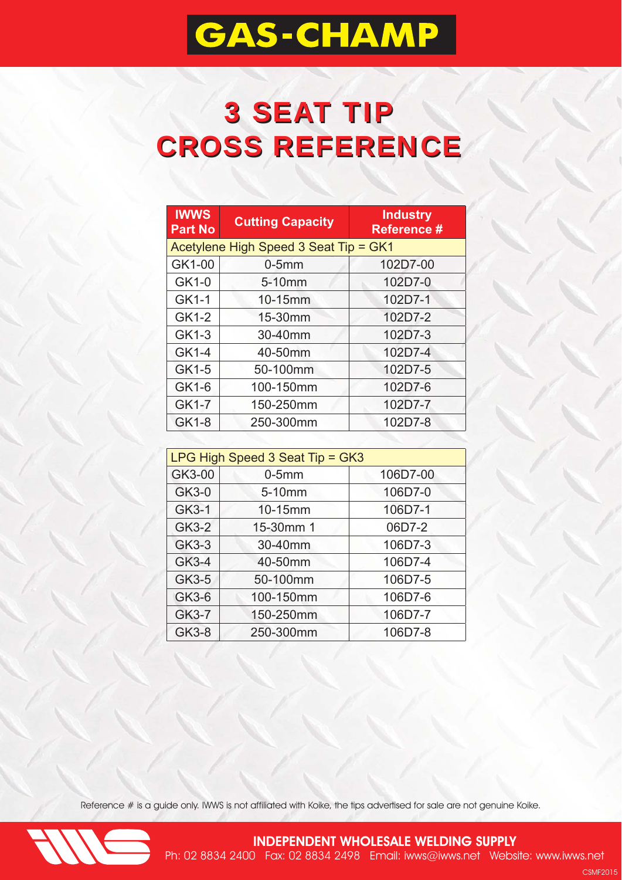# GAS-CHAMP

## 3 SEAT TIP CROSS REFERENCE

| IWWS Part No | Cutting Capacity | Industry Reference # |
|---|---|---|
| Acetylene High Speed 3 Seat Tip = GK1 | | |
| GK1-00 | 0-5mm | 102D7-00 |
| GK1-0 | 5-10mm | 102D7-0 |
| GK1-1 | 10-15mm | 102D7-1 |
| GK1-2 | 15-30mm | 102D7-2 |
| GK1-3 | 30-40mm | 102D7-3 |
| GK1-4 | 40-50mm | 102D7-4 |
| GK1-5 | 50-100mm | 102D7-5 |
| GK1-6 | 100-150mm | 102D7-6 |
| GK1-7 | 150-250mm | 102D7-7 |
| GK1-8 | 250-300mm | 102D7-8 |

| | | |
|---|---|---|
| LPG High Speed 3 Seat Tip = GK3 | | |
| GK3-00 | 0-5mm | 106D7-00 |
| GK3-0 | 5-10mm | 106D7-0 |
| GK3-1 | 10-15mm | 106D7-1 |
| GK3-2 | 15-30mm 1 | 06D7-2 |
| GK3-3 | 30-40mm | 106D7-3 |
| GK3-4 | 40-50mm | 106D7-4 |
| GK3-5 | 50-100mm | 106D7-5 |
| GK3-6 | 100-150mm | 106D7-6 |
| GK3-7 | 150-250mm | 106D7-7 |
| GK3-8 | 250-300mm | 106D7-8 |

Reference # is a guide only. IWWS is not affiliated with Koike, the tips advertised for sale are not genuine Koike.

**INDEPENDENT WHOLESALE WELDING SUPPLY**

Ph: 02 8834 2400 Fax: 02 8834 2498 Email: iwws@iwws.net Website: www.iwws.net

CSMF2015